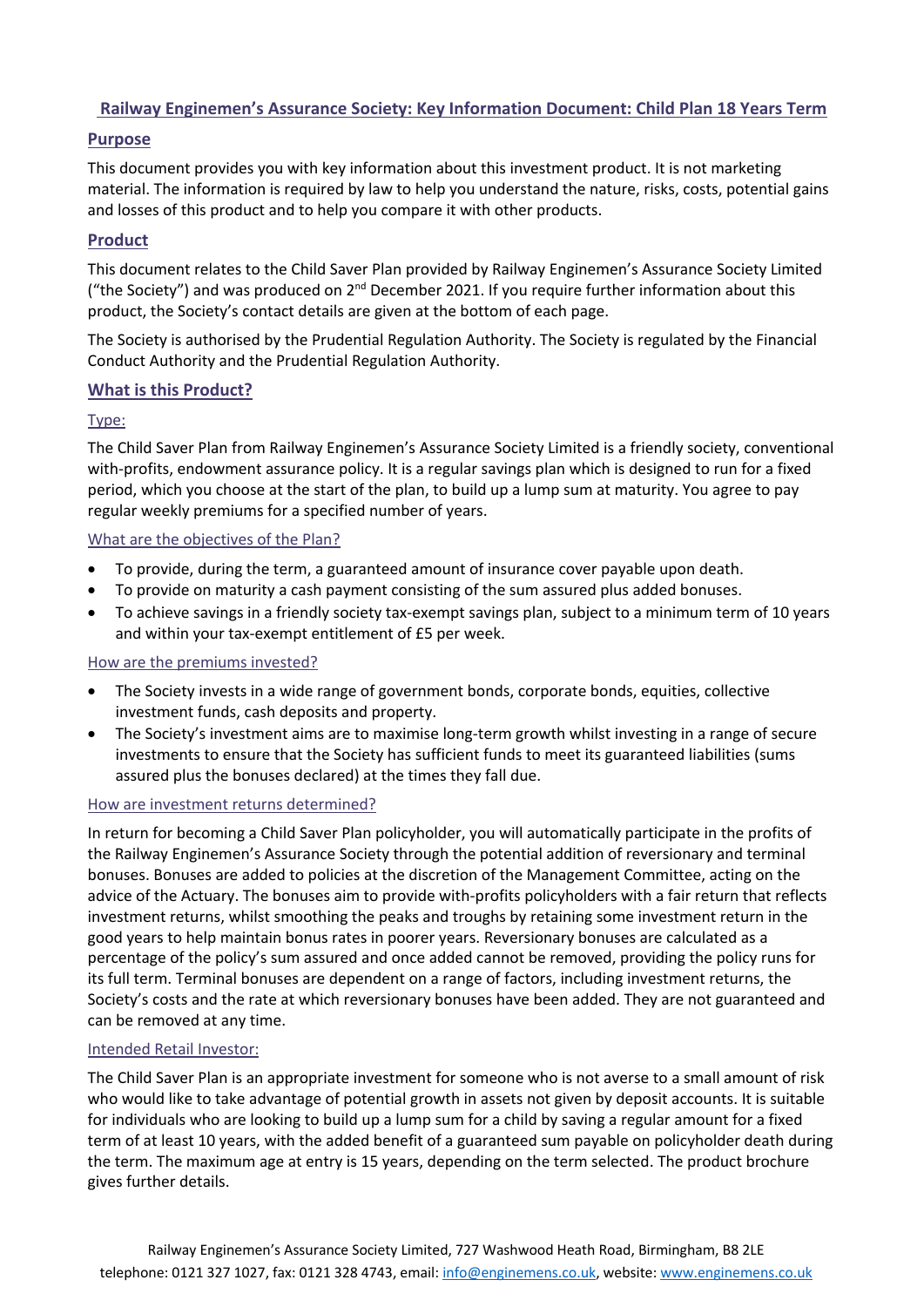# Railway Enginemen's Assurance Society: Key Information Document: Child Plan 18 Years Term

## Purpose

This document provides you with key information about this investment product. It is not marketing material. The information is required by law to help you understand the nature, risks, costs, potential gains and losses of this product and to help you compare it with other products.

## Product

This document relates to the Child Saver Plan provided by Railway Enginemen's Assurance Society Limited ("the Society") and was produced on 2nd December 2021. If you require further information about this product, the Society's contact details are given at the bottom of each page.

The Society is authorised by the Prudential Regulation Authority. The Society is regulated by the Financial Conduct Authority and the Prudential Regulation Authority.

## What is this Product?

### Type:

The Child Saver Plan from Railway Enginemen's Assurance Society Limited is a friendly society, conventional with-profits, endowment assurance policy. It is a regular savings plan which is designed to run for a fixed period, which you choose at the start of the plan, to build up a lump sum at maturity. You agree to pay regular weekly premiums for a specified number of years.

### What are the objectives of the Plan?

- To provide, during the term, a guaranteed amount of insurance cover payable upon death.
- To provide on maturity a cash payment consisting of the sum assured plus added bonuses.
- To achieve savings in a friendly society tax-exempt savings plan, subject to a minimum term of 10 years and within your tax-exempt entitlement of £5 per week.

### How are the premiums invested?

- The Society invests in a wide range of government bonds, corporate bonds, equities, collective investment funds, cash deposits and property.
- The Society's investment aims are to maximise long-term growth whilst investing in a range of secure investments to ensure that the Society has sufficient funds to meet its guaranteed liabilities (sums assured plus the bonuses declared) at the times they fall due.

### How are investment returns determined?

In return for becoming a Child Saver Plan policyholder, you will automatically participate in the profits of the Railway Enginemen's Assurance Society through the potential addition of reversionary and terminal bonuses. Bonuses are added to policies at the discretion of the Management Committee, acting on the advice of the Actuary. The bonuses aim to provide with-profits policyholders with a fair return that reflects investment returns, whilst smoothing the peaks and troughs by retaining some investment return in the good years to help maintain bonus rates in poorer years. Reversionary bonuses are calculated as a percentage of the policy's sum assured and once added cannot be removed, providing the policy runs for its full term. Terminal bonuses are dependent on a range of factors, including investment returns, the Society's costs and the rate at which reversionary bonuses have been added. They are not guaranteed and can be removed at any time.

### Intended Retail Investor:

The Child Saver Plan is an appropriate investment for someone who is not averse to a small amount of risk who would like to take advantage of potential growth in assets not given by deposit accounts. It is suitable for individuals who are looking to build up a lump sum for a child by saving a regular amount for a fixed term of at least 10 years, with the added benefit of a guaranteed sum payable on policyholder death during the term. The maximum age at entry is 15 years, depending on the term selected. The product brochure gives further details.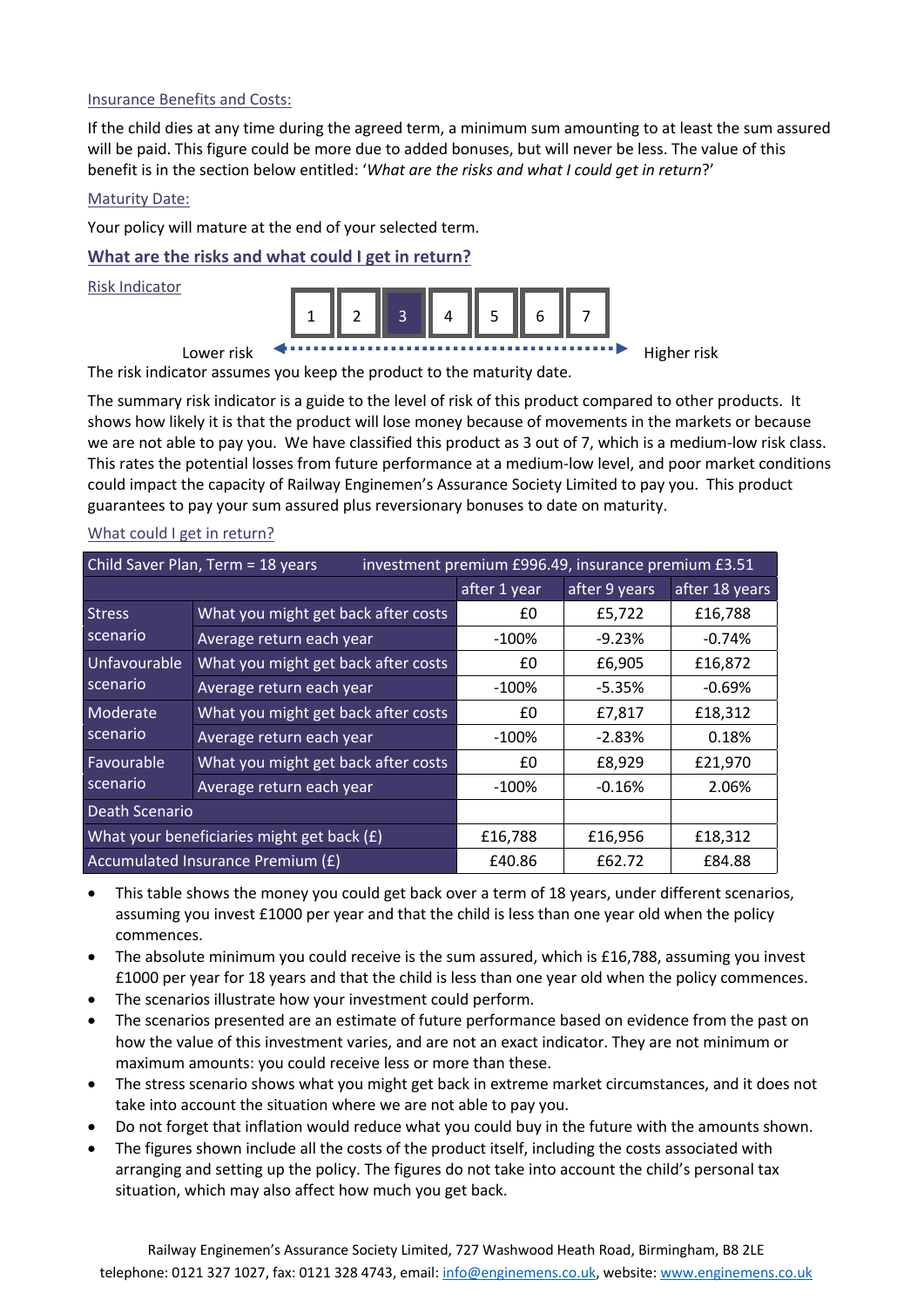Insurance Benefits and Costs:

If the child dies at any time during the agreed term, a minimum sum amounting to at least the sum assured will be paid. This figure could be more due to added bonuses, but will never be less. The value of this benefit is in the section below entitled: '*What are the risks and what I could get in return*?'

Maturity Date:

Your policy will mature at the end of your selected term.

## What are the risks and what could I get in return?

Risk Indicator

| 1 | 2 | **3** | 4 | 5 | 6 | 7 |
|---|---|---|---|---|---|---|

Lower risk ← → Higher risk

The risk indicator assumes you keep the product to the maturity date.

The summary risk indicator is a guide to the level of risk of this product compared to other products. It shows how likely it is that the product will lose money because of movements in the markets or because we are not able to pay you. We have classified this product as 3 out of 7, which is a medium-low risk class. This rates the potential losses from future performance at a medium-low level, and poor market conditions could impact the capacity of Railway Enginemen's Assurance Society Limited to pay you. This product guarantees to pay your sum assured plus reversionary bonuses to date on maturity.

What could I get in return?

| Child Saver Plan, Term = 18 years | investment premium £996.49, insurance premium £3.51 | | | |
|---|---|---|---|---|
| | | after 1 year | after 9 years | after 18 years |
| Stress scenario | What you might get back after costs | £0 | £5,722 | £16,788 |
| | Average return each year | -100% | -9.23% | -0.74% |
| Unfavourable scenario | What you might get back after costs | £0 | £6,905 | £16,872 |
| | Average return each year | -100% | -5.35% | -0.69% |
| Moderate scenario | What you might get back after costs | £0 | £7,817 | £18,312 |
| | Average return each year | -100% | -2.83% | 0.18% |
| Favourable scenario | What you might get back after costs | £0 | £8,929 | £21,970 |
| | Average return each year | -100% | -0.16% | 2.06% |
| Death Scenario | | | | |
| What your beneficiaries might get back (£) | | £16,788 | £16,956 | £18,312 |
| Accumulated Insurance Premium (£) | | £40.86 | £62.72 | £84.88 |

- This table shows the money you could get back over a term of 18 years, under different scenarios, assuming you invest £1000 per year and that the child is less than one year old when the policy commences.
- The absolute minimum you could receive is the sum assured, which is £16,788, assuming you invest £1000 per year for 18 years and that the child is less than one year old when the policy commences.
- The scenarios illustrate how your investment could perform.
- The scenarios presented are an estimate of future performance based on evidence from the past on how the value of this investment varies, and are not an exact indicator. They are not minimum or maximum amounts: you could receive less or more than these.
- The stress scenario shows what you might get back in extreme market circumstances, and it does not take into account the situation where we are not able to pay you.
- Do not forget that inflation would reduce what you could buy in the future with the amounts shown.
- The figures shown include all the costs of the product itself, including the costs associated with arranging and setting up the policy. The figures do not take into account the child's personal tax situation, which may also affect how much you get back.

Railway Enginemen's Assurance Society Limited, 727 Washwood Heath Road, Birmingham, B8 2LE
telephone: 0121 327 1027, fax: 0121 328 4743, email: info@enginemens.co.uk, website: www.enginemens.co.uk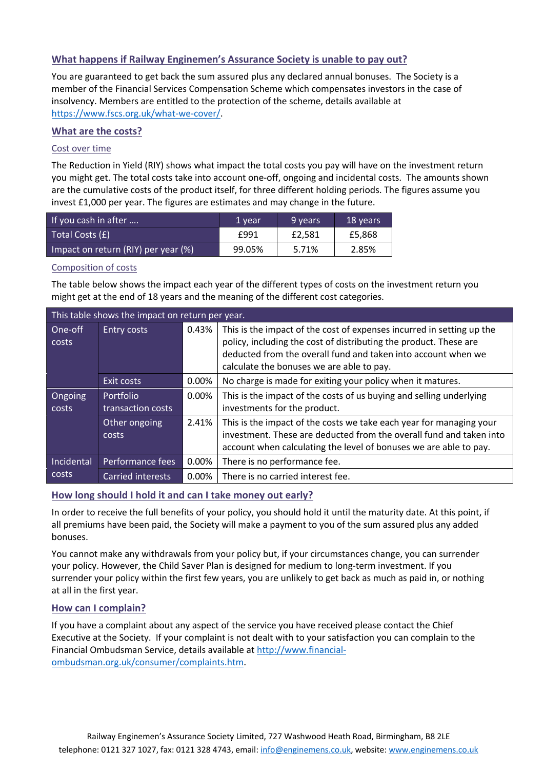## What happens if Railway Enginemen's Assurance Society is unable to pay out?

You are guaranteed to get back the sum assured plus any declared annual bonuses. The Society is a member of the Financial Services Compensation Scheme which compensates investors in the case of insolvency. Members are entitled to the protection of the scheme, details available at https://www.fscs.org.uk/what-we-cover/.

## What are the costs?

### Cost over time

The Reduction in Yield (RIY) shows what impact the total costs you pay will have on the investment return you might get. The total costs take into account one-off, ongoing and incidental costs. The amounts shown are the cumulative costs of the product itself, for three different holding periods. The figures assume you invest £1,000 per year. The figures are estimates and may change in the future.

| If you cash in after …. | 1 year | 9 years | 18 years |
|---|---|---|---|
| Total Costs (£) | £991 | £2,581 | £5,868 |
| Impact on return (RIY) per year (%) | 99.05% | 5.71% | 2.85% |

### Composition of costs

The table below shows the impact each year of the different types of costs on the investment return you might get at the end of 18 years and the meaning of the different cost categories.

| This table shows the impact on return per year. | | | |
|---|---|---|---|
| One-off costs | Entry costs | 0.43% | This is the impact of the cost of expenses incurred in setting up the policy, including the cost of distributing the product. These are deducted from the overall fund and taken into account when we calculate the bonuses we are able to pay. |
| | Exit costs | 0.00% | No charge is made for exiting your policy when it matures. |
| Ongoing costs | Portfolio transaction costs | 0.00% | This is the impact of the costs of us buying and selling underlying investments for the product. |
| | Other ongoing costs | 2.41% | This is the impact of the costs we take each year for managing your investment. These are deducted from the overall fund and taken into account when calculating the level of bonuses we are able to pay. |
| Incidental costs | Performance fees | 0.00% | There is no performance fee. |
| | Carried interests | 0.00% | There is no carried interest fee. |

## How long should I hold it and can I take money out early?

In order to receive the full benefits of your policy, you should hold it until the maturity date. At this point, if all premiums have been paid, the Society will make a payment to you of the sum assured plus any added bonuses.

You cannot make any withdrawals from your policy but, if your circumstances change, you can surrender your policy. However, the Child Saver Plan is designed for medium to long-term investment. If you surrender your policy within the first few years, you are unlikely to get back as much as paid in, or nothing at all in the first year.

## How can I complain?

If you have a complaint about any aspect of the service you have received please contact the Chief Executive at the Society. If your complaint is not dealt with to your satisfaction you can complain to the Financial Ombudsman Service, details available at http://www.financial-ombudsman.org.uk/consumer/complaints.htm.

Railway Enginemen's Assurance Society Limited, 727 Washwood Heath Road, Birmingham, B8 2LE
telephone: 0121 327 1027, fax: 0121 328 4743, email: info@enginemens.co.uk, website: www.enginemens.co.uk